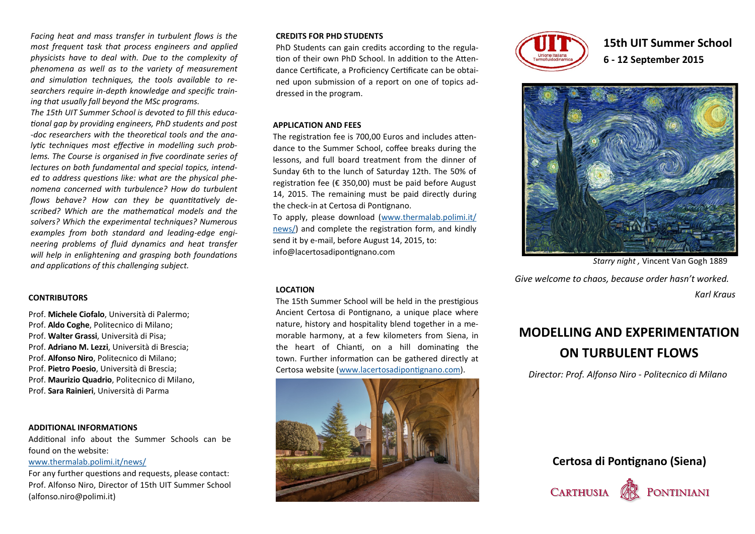*Facing heat and mass transfer in turbulent flows is the most frequent task that process engineers and applied physicists have to deal with. Due to the complexity of phenomena as well as to the variety of measurement and simulation techniques, the tools available to researchers require in-depth knowledge and specific training that usually fall beyond the MSc programs.*

*The 15th UIT Summer School is devoted to fill this educational gap by providing engineers, PhD students and post-doc researchers with the theoretical tools and the analytic techniques most effective in modelling such problems. The Course is organised in five coordinate series of lectures on both fundamental and special topics, intended to address questions like: what are the physical phenomena concerned with turbulence? How do turbulent flows behave? How can they be quantitatively described? Which are the mathematical models and the solvers? Which the experimental techniques? Numerous examples from both standard and leading-edge engineering problems of fluid dynamics and heat transfer will help in enlightening and grasping both foundations and applications of this challenging subject.*

## CONTRIBUTORS

Prof. **Michele Ciofalo**, Università di Palermo;
Prof. **Aldo Coghe**, Politecnico di Milano;
Prof. **Walter Grassi**, Università di Pisa;
Prof. **Adriano M. Lezzi**, Università di Brescia;
Prof. **Alfonso Niro**, Politecnico di Milano;
Prof. **Pietro Poesio**, Università di Brescia;
Prof. **Maurizio Quadrio**, Politecnico di Milano,
Prof. **Sara Rainieri**, Università di Parma

## ADDITIONAL INFORMATIONS

Additional info about the Summer Schools can be found on the website:
www.thermalab.polimi.it/news/

For any further questions and requests, please contact: Prof. Alfonso Niro, Director of 15th UIT Summer School (alfonso.niro@polimi.it)

## CREDITS FOR PHD STUDENTS

PhD Students can gain credits according to the regulation of their own PhD School. In addition to the Attendance Certificate, a Proficiency Certificate can be obtained upon submission of a report on one of topics addressed in the program.

## APPLICATION AND FEES

The registration fee is 700,00 Euros and includes attendance to the Summer School, coffee breaks during the lessons, and full board treatment from the dinner of Sunday 6th to the lunch of Saturday 12th. The 50% of registration fee (€ 350,00) must be paid before August 14, 2015. The remaining must be paid directly during the check-in at Certosa di Pontignano.

To apply, please download (www.thermalab.polimi.it/news/) and complete the registration form, and kindly send it by e-mail, before August 14, 2015, to: info@lacertosadipontignano.com

## LOCATION

The 15th Summer School will be held in the prestigious Ancient Certosa di Pontignano, a unique place where nature, history and hospitality blend together in a memorable harmony, at a few kilometers from Siena, in the heart of Chianti, on a hill dominating the town. Further information can be gathered directly at Certosa website (www.lacertosadipontignano.com).

# 15th UIT Summer School

**6 - 12 September 2015**

*Starry night*, Vincent Van Gogh 1889

*Give welcome to chaos, because order hasn't worked.*

*Karl Kraus*

# MODELLING AND EXPERIMENTATION ON TURBULENT FLOWS

*Director: Prof. Alfonso Niro - Politecnico di Milano*

**Certosa di Pontignano (Siena)**

CARTHUSIA PONTINIANI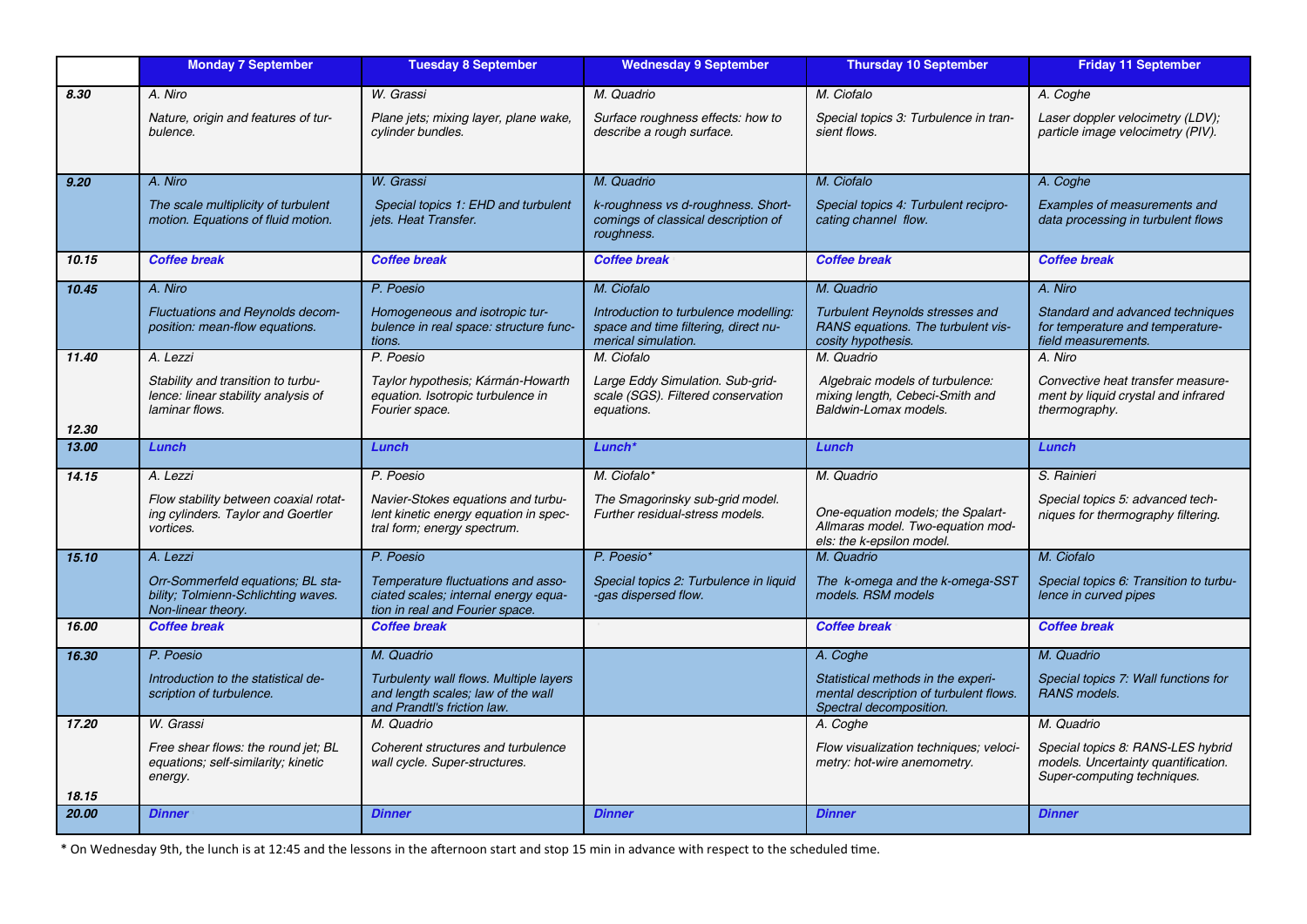| | Monday 7 September | Tuesday 8 September | Wednesday 9 September | Thursday 10 September | Friday 11 September |
|---|---|---|---|---|---|
| 8.30 | A. Niro<br>*Nature, origin and features of turbulence.* | W. Grassi<br>*Plane jets; mixing layer, plane wake, cylinder bundles.* | M. Quadrio<br>*Surface roughness effects: how to describe a rough surface.* | M. Ciofalo<br>*Special topics 3: Turbulence in transient flows.* | A. Coghe<br>*Laser doppler velocimetry (LDV); particle image velocimetry (PIV).* |
| 9.20 | A. Niro<br>*The scale multiplicity of turbulent motion. Equations of fluid motion.* | W. Grassi<br>*Special topics 1: EHD and turbulent jets. Heat Transfer.* | M. Quadrio<br>*k-roughness vs d-roughness. Shortcomings of classical description of roughness.* | M. Ciofalo<br>*Special topics 4: Turbulent reciprocating channel flow.* | A. Coghe<br>*Examples of measurements and data processing in turbulent flows* |
| 10.15 | ***Coffee break*** | ***Coffee break*** | ***Coffee break*** | ***Coffee break*** | ***Coffee break*** |
| 10.45 | A. Niro<br>*Fluctuations and Reynolds decomposition: mean-flow equations.* | P. Poesio<br>*Homogeneous and isotropic turbulence in real space: structure functions.* | M. Ciofalo<br>*Introduction to turbulence modelling: space and time filtering, direct numerical simulation.* | M. Quadrio<br>*Turbulent Reynolds stresses and RANS equations. The turbulent viscosity hypothesis.* | A. Niro<br>*Standard and advanced techniques for temperature and temperature-field measurements.* |
| 11.40<br><br>12.30 | A. Lezzi<br>*Stability and transition to turbulence: linear stability analysis of laminar flows.* | P. Poesio<br>*Taylor hypothesis; Kármán-Howarth equation. Isotropic turbulence in Fourier space.* | M. Ciofalo<br>*Large Eddy Simulation. Sub-grid-scale (SGS). Filtered conservation equations.* | M. Quadrio<br>*Algebraic models of turbulence: mixing length, Cebeci-Smith and Baldwin-Lomax models.* | A. Niro<br>*Convective heat transfer measurement by liquid crystal and infrared thermography.* |
| 13.00 | ***Lunch*** | ***Lunch*** | ***Lunch**** | ***Lunch*** | ***Lunch*** |
| 14.15 | A. Lezzi<br>*Flow stability between coaxial rotating cylinders. Taylor and Goertler vortices.* | P. Poesio<br>*Navier-Stokes equations and turbulent kinetic energy equation in spectral form; energy spectrum.* | M. Ciofalo*<br>*The Smagorinsky sub-grid model. Further residual-stress models.* | M. Quadrio<br>*One-equation models; the Spalart-Allmaras model. Two-equation models: the k-epsilon model.* | S. Rainieri<br>*Special topics 5: advanced techniques for thermography filtering.* |
| 15.10 | A. Lezzi<br>*Orr-Sommerfeld equations; BL stability; Tolmienn-Schlichting waves. Non-linear theory.* | P. Poesio<br>*Temperature fluctuations and associated scales; internal energy equation in real and Fourier space.* | P. Poesio*<br>*Special topics 2: Turbulence in liquid -gas dispersed flow.* | M. Quadrio<br>*The k-omega and the k-omega-SST models. RSM models* | M. Ciofalo<br>*Special topics 6: Transition to turbulence in curved pipes* |
| 16.00 | ***Coffee break*** | ***Coffee break*** | | ***Coffee break*** | ***Coffee break*** |
| 16.30 | P. Poesio<br>*Introduction to the statistical description of turbulence.* | M. Quadrio<br>*Turbulenty wall flows. Multiple layers and length scales; law of the wall and Prandtl's friction law.* | | A. Coghe<br>*Statistical methods in the experimental description of turbulent flows. Spectral decomposition.* | M. Quadrio<br>*Special topics 7: Wall functions for RANS models.* |
| 17.20<br><br>18.15 | W. Grassi<br>*Free shear flows: the round jet; BL equations; self-similarity; kinetic energy.* | M. Quadrio<br>*Coherent structures and turbulence wall cycle. Super-structures.* | | A. Coghe<br>*Flow visualization techniques; velocimetry: hot-wire anemometry.* | M. Quadrio<br>*Special topics 8: RANS-LES hybrid models. Uncertainty quantification. Super-computing techniques.* |
| 20.00 | ***Dinner*** | ***Dinner*** | ***Dinner*** | ***Dinner*** | ***Dinner*** |

* On Wednesday 9th, the lunch is at 12:45 and the lessons in the afternoon start and stop 15 min in advance with respect to the scheduled time.